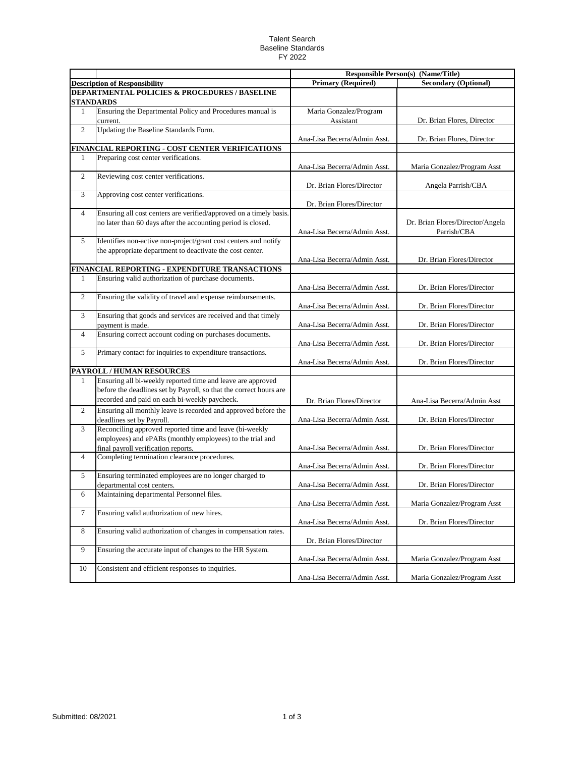Talent Search
Baseline Standards
FY 2022

| | | Responsible Person(s) (Name/Title) | |
|---|---|---|---|
| **Description of Responsibility** | | **Primary (Required)** | **Secondary (Optional)** |
| **DEPARTMENTAL POLICIES & PROCEDURES / BASELINE STANDARDS** | | | |
| 1 | Ensuring the Departmental Policy and Procedures manual is current. | Maria Gonzalez/Program Assistant | Dr. Brian Flores, Director |
| 2 | Updating the Baseline Standards Form. | Ana-Lisa Becerra/Admin Asst. | Dr. Brian Flores, Director |
| **FINANCIAL REPORTING - COST CENTER VERIFICATIONS** | | | |
| 1 | Preparing cost center verifications. | Ana-Lisa Becerra/Admin Asst. | Maria Gonzalez/Program Asst |
| 2 | Reviewing cost center verifications. | Dr. Brian Flores/Director | Angela Parrish/CBA |
| 3 | Approving cost center verifications. | Dr. Brian Flores/Director | |
| 4 | Ensuring all cost centers are verified/approved on a timely basis. no later than 60 days after the accounting period is closed. | Ana-Lisa Becerra/Admin Asst. | Dr. Brian Flores/Director/Angela Parrish/CBA |
| 5 | Identifies non-active non-project/grant cost centers and notify the appropriate department to deactivate the cost center. | Ana-Lisa Becerra/Admin Asst. | Dr. Brian Flores/Director |
| **FINANCIAL REPORTING - EXPENDITURE TRANSACTIONS** | | | |
| 1 | Ensuring valid authorization of purchase documents. | Ana-Lisa Becerra/Admin Asst. | Dr. Brian Flores/Director |
| 2 | Ensuring the validity of travel and expense reimbursements. | Ana-Lisa Becerra/Admin Asst. | Dr. Brian Flores/Director |
| 3 | Ensuring that goods and services are received and that timely payment is made. | Ana-Lisa Becerra/Admin Asst. | Dr. Brian Flores/Director |
| 4 | Ensuring correct account coding on purchases documents. | Ana-Lisa Becerra/Admin Asst. | Dr. Brian Flores/Director |
| 5 | Primary contact for inquiries to expenditure transactions. | Ana-Lisa Becerra/Admin Asst. | Dr. Brian Flores/Director |
| **PAYROLL / HUMAN RESOURCES** | | | |
| 1 | Ensuring all bi-weekly reported time and leave are approved before the deadlines set by Payroll, so that the correct hours are recorded and paid on each bi-weekly paycheck. | Dr. Brian Flores/Director | Ana-Lisa Becerra/Admin Asst |
| 2 | Ensuring all monthly leave is recorded and approved before the deadlines set by Payroll. | Ana-Lisa Becerra/Admin Asst. | Dr. Brian Flores/Director |
| 3 | Reconciling approved reported time and leave (bi-weekly employees) and ePARs (monthly employees) to the trial and final payroll verification reports. | Ana-Lisa Becerra/Admin Asst. | Dr. Brian Flores/Director |
| 4 | Completing termination clearance procedures. | Ana-Lisa Becerra/Admin Asst. | Dr. Brian Flores/Director |
| 5 | Ensuring terminated employees are no longer charged to departmental cost centers. | Ana-Lisa Becerra/Admin Asst. | Dr. Brian Flores/Director |
| 6 | Maintaining departmental Personnel files. | Ana-Lisa Becerra/Admin Asst. | Maria Gonzalez/Program Asst |
| 7 | Ensuring valid authorization of new hires. | Ana-Lisa Becerra/Admin Asst. | Dr. Brian Flores/Director |
| 8 | Ensuring valid authorization of changes in compensation rates. | Dr. Brian Flores/Director | |
| 9 | Ensuring the accurate input of changes to the HR System. | Ana-Lisa Becerra/Admin Asst. | Maria Gonzalez/Program Asst |
| 10 | Consistent and efficient responses to inquiries. | Ana-Lisa Becerra/Admin Asst. | Maria Gonzalez/Program Asst |

Submitted: 08/2021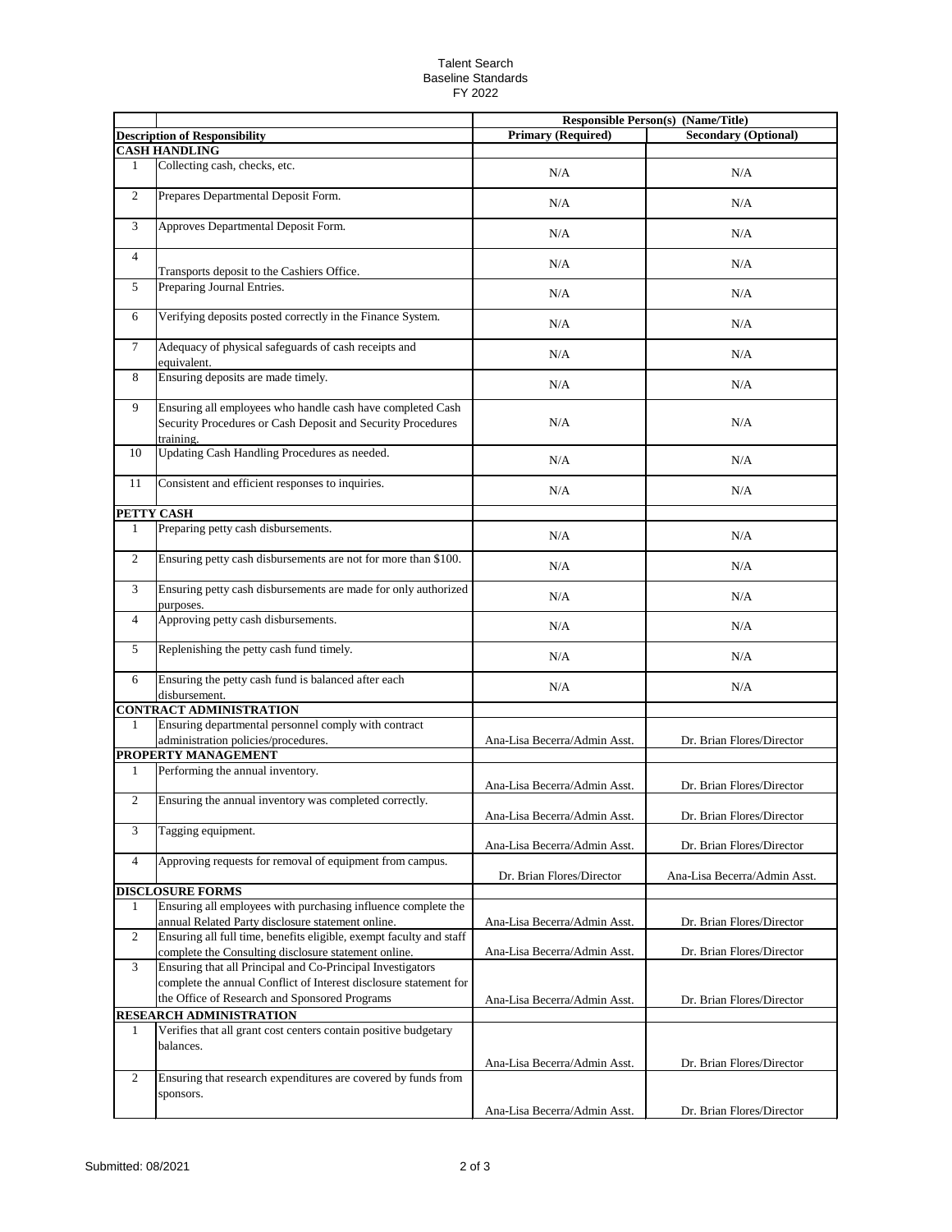Talent Search
Baseline Standards
FY 2022

| | | Responsible Person(s) (Name/Title) | |
|---|---|---|---|
| **Description of Responsibility** | | **Primary (Required)** | **Secondary (Optional)** |
| **CASH HANDLING** | | | |
| 1 | Collecting cash, checks, etc. | N/A | N/A |
| 2 | Prepares Departmental Deposit Form. | N/A | N/A |
| 3 | Approves Departmental Deposit Form. | N/A | N/A |
| 4 | Transports deposit to the Cashiers Office. | N/A | N/A |
| 5 | Preparing Journal Entries. | N/A | N/A |
| 6 | Verifying deposits posted correctly in the Finance System. | N/A | N/A |
| 7 | Adequacy of physical safeguards of cash receipts and equivalent. | N/A | N/A |
| 8 | Ensuring deposits are made timely. | N/A | N/A |
| 9 | Ensuring all employees who handle cash have completed Cash Security Procedures or Cash Deposit and Security Procedures training. | N/A | N/A |
| 10 | Updating Cash Handling Procedures as needed. | N/A | N/A |
| 11 | Consistent and efficient responses to inquiries. | N/A | N/A |
| **PETTY CASH** | | | |
| 1 | Preparing petty cash disbursements. | N/A | N/A |
| 2 | Ensuring petty cash disbursements are not for more than $100. | N/A | N/A |
| 3 | Ensuring petty cash disbursements are made for only authorized purposes. | N/A | N/A |
| 4 | Approving petty cash disbursements. | N/A | N/A |
| 5 | Replenishing the petty cash fund timely. | N/A | N/A |
| 6 | Ensuring the petty cash fund is balanced after each disbursement. | N/A | N/A |
| **CONTRACT ADMINISTRATION** | | | |
| 1 | Ensuring departmental personnel comply with contract administration policies/procedures. | Ana-Lisa Becerra/Admin Asst. | Dr. Brian Flores/Director |
| **PROPERTY MANAGEMENT** | | | |
| 1 | Performing the annual inventory. | Ana-Lisa Becerra/Admin Asst. | Dr. Brian Flores/Director |
| 2 | Ensuring the annual inventory was completed correctly. | Ana-Lisa Becerra/Admin Asst. | Dr. Brian Flores/Director |
| 3 | Tagging equipment. | Ana-Lisa Becerra/Admin Asst. | Dr. Brian Flores/Director |
| 4 | Approving requests for removal of equipment from campus. | Dr. Brian Flores/Director | Ana-Lisa Becerra/Admin Asst. |
| **DISCLOSURE FORMS** | | | |
| 1 | Ensuring all employees with purchasing influence complete the annual Related Party disclosure statement online. | Ana-Lisa Becerra/Admin Asst. | Dr. Brian Flores/Director |
| 2 | Ensuring all full time, benefits eligible, exempt faculty and staff complete the Consulting disclosure statement online. | Ana-Lisa Becerra/Admin Asst. | Dr. Brian Flores/Director |
| 3 | Ensuring that all Principal and Co-Principal Investigators complete the annual Conflict of Interest disclosure statement for the Office of Research and Sponsored Programs | Ana-Lisa Becerra/Admin Asst. | Dr. Brian Flores/Director |
| **RESEARCH ADMINISTRATION** | | | |
| 1 | Verifies that all grant cost centers contain positive budgetary balances. | Ana-Lisa Becerra/Admin Asst. | Dr. Brian Flores/Director |
| 2 | Ensuring that research expenditures are covered by funds from sponsors. | Ana-Lisa Becerra/Admin Asst. | Dr. Brian Flores/Director |

Submitted: 08/2021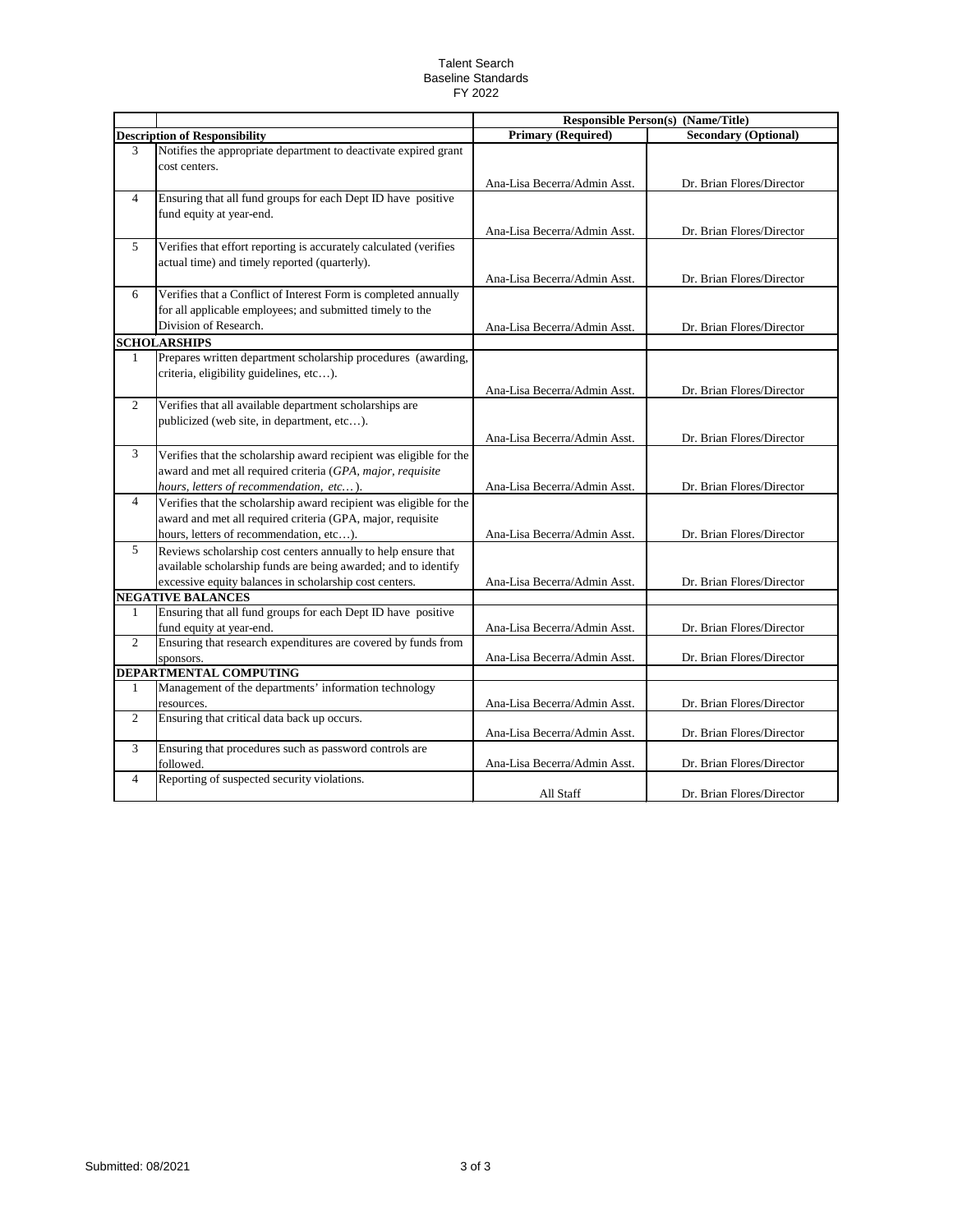Talent Search
Baseline Standards
FY 2022

| | | Responsible Person(s) (Name/Title) | |
|---|---|---|---|
| **Description of Responsibility** | | **Primary (Required)** | **Secondary (Optional)** |
| 3 | Notifies the appropriate department to deactivate expired grant cost centers. | Ana-Lisa Becerra/Admin Asst. | Dr. Brian Flores/Director |
| 4 | Ensuring that all fund groups for each Dept ID have positive fund equity at year-end. | Ana-Lisa Becerra/Admin Asst. | Dr. Brian Flores/Director |
| 5 | Verifies that effort reporting is accurately calculated (verifies actual time) and timely reported (quarterly). | Ana-Lisa Becerra/Admin Asst. | Dr. Brian Flores/Director |
| 6 | Verifies that a Conflict of Interest Form is completed annually for all applicable employees; and submitted timely to the Division of Research. | Ana-Lisa Becerra/Admin Asst. | Dr. Brian Flores/Director |
| **SCHOLARSHIPS** | | | |
| 1 | Prepares written department scholarship procedures (awarding, criteria, eligibility guidelines, etc…). | Ana-Lisa Becerra/Admin Asst. | Dr. Brian Flores/Director |
| 2 | Verifies that all available department scholarships are publicized (web site, in department, etc…). | Ana-Lisa Becerra/Admin Asst. | Dr. Brian Flores/Director |
| 3 | Verifies that the scholarship award recipient was eligible for the award and met all required criteria (*GPA, major, requisite hours, letters of recommendation, etc…*). | Ana-Lisa Becerra/Admin Asst. | Dr. Brian Flores/Director |
| 4 | Verifies that the scholarship award recipient was eligible for the award and met all required criteria (GPA, major, requisite hours, letters of recommendation, etc…). | Ana-Lisa Becerra/Admin Asst. | Dr. Brian Flores/Director |
| 5 | Reviews scholarship cost centers annually to help ensure that available scholarship funds are being awarded; and to identify excessive equity balances in scholarship cost centers. | Ana-Lisa Becerra/Admin Asst. | Dr. Brian Flores/Director |
| **NEGATIVE BALANCES** | | | |
| 1 | Ensuring that all fund groups for each Dept ID have positive fund equity at year-end. | Ana-Lisa Becerra/Admin Asst. | Dr. Brian Flores/Director |
| 2 | Ensuring that research expenditures are covered by funds from sponsors. | Ana-Lisa Becerra/Admin Asst. | Dr. Brian Flores/Director |
| **DEPARTMENTAL COMPUTING** | | | |
| 1 | Management of the departments' information technology resources. | Ana-Lisa Becerra/Admin Asst. | Dr. Brian Flores/Director |
| 2 | Ensuring that critical data back up occurs. | Ana-Lisa Becerra/Admin Asst. | Dr. Brian Flores/Director |
| 3 | Ensuring that procedures such as password controls are followed. | Ana-Lisa Becerra/Admin Asst. | Dr. Brian Flores/Director |
| 4 | Reporting of suspected security violations. | All Staff | Dr. Brian Flores/Director |

Submitted: 08/2021